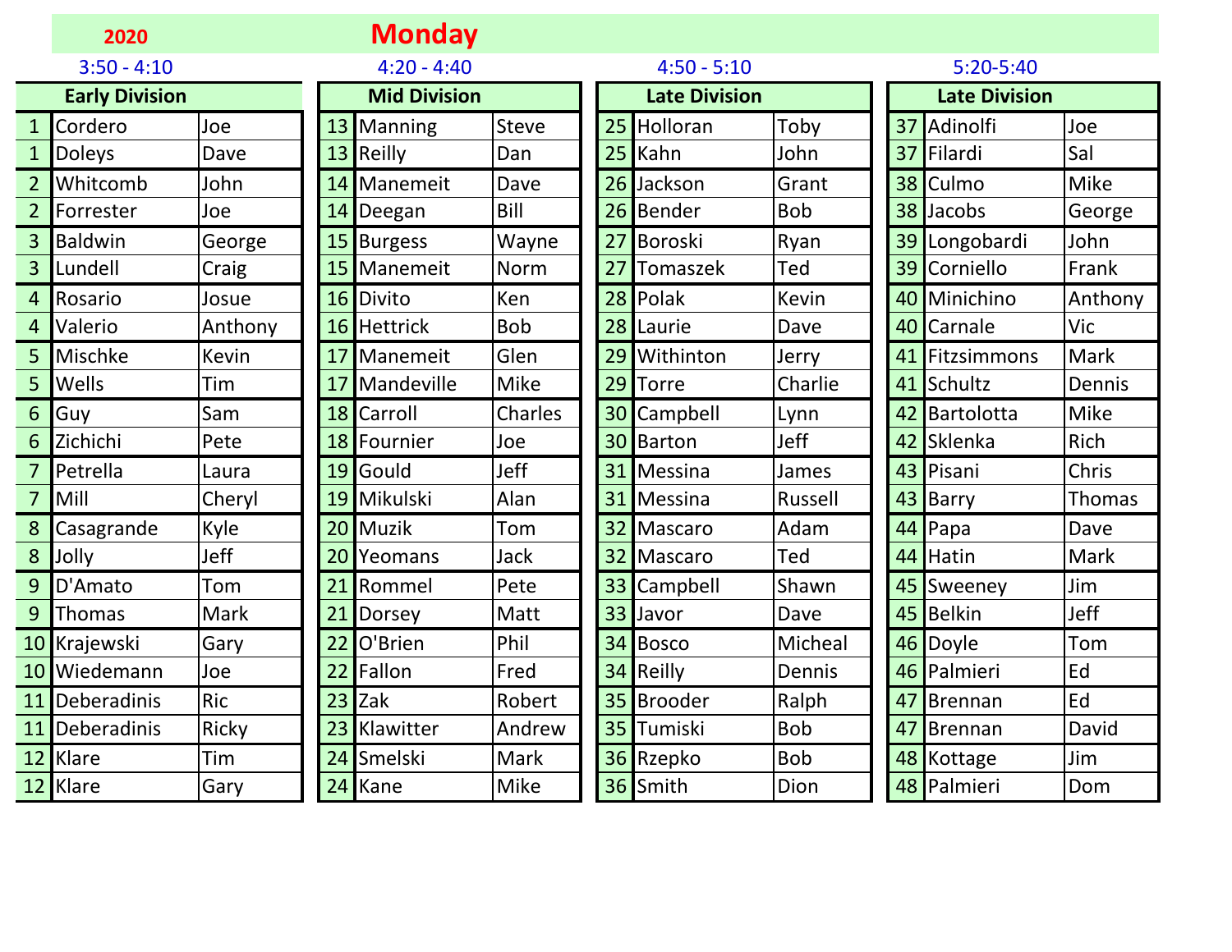# 2020 Monday

### 3:50 - 4:10

| Early Division | | |
|---|---|---|
| 1 | Cordero | Joe |
| 1 | Doleys | Dave |
| 2 | Whitcomb | John |
| 2 | Forrester | Joe |
| 3 | Baldwin | George |
| 3 | Lundell | Craig |
| 4 | Rosario | Josue |
| 4 | Valerio | Anthony |
| 5 | Mischke | Kevin |
| 5 | Wells | Tim |
| 6 | Guy | Sam |
| 6 | Zichichi | Pete |
| 7 | Petrella | Laura |
| 7 | Mill | Cheryl |
| 8 | Casagrande | Kyle |
| 8 | Jolly | Jeff |
| 9 | D'Amato | Tom |
| 9 | Thomas | Mark |
| 10 | Krajewski | Gary |
| 10 | Wiedemann | Joe |
| 11 | Deberadinis | Ric |
| 11 | Deberadinis | Ricky |
| 12 | Klare | Tim |
| 12 | Klare | Gary |

### 4:20 - 4:40

| Mid Division | | |
|---|---|---|
| 13 | Manning | Steve |
| 13 | Reilly | Dan |
| 14 | Manemeit | Dave |
| 14 | Deegan | Bill |
| 15 | Burgess | Wayne |
| 15 | Manemeit | Norm |
| 16 | Divito | Ken |
| 16 | Hettrick | Bob |
| 17 | Manemeit | Glen |
| 17 | Mandeville | Mike |
| 18 | Carroll | Charles |
| 18 | Fournier | Joe |
| 19 | Gould | Jeff |
| 19 | Mikulski | Alan |
| 20 | Muzik | Tom |
| 20 | Yeomans | Jack |
| 21 | Rommel | Pete |
| 21 | Dorsey | Matt |
| 22 | O'Brien | Phil |
| 22 | Fallon | Fred |
| 23 | Zak | Robert |
| 23 | Klawitter | Andrew |
| 24 | Smelski | Mark |
| 24 | Kane | Mike |

### 4:50 - 5:10

| Late Division | | |
|---|---|---|
| 25 | Holloran | Toby |
| 25 | Kahn | John |
| 26 | Jackson | Grant |
| 26 | Bender | Bob |
| 27 | Boroski | Ryan |
| 27 | Tomaszek | Ted |
| 28 | Polak | Kevin |
| 28 | Laurie | Dave |
| 29 | Withinton | Jerry |
| 29 | Torre | Charlie |
| 30 | Campbell | Lynn |
| 30 | Barton | Jeff |
| 31 | Messina | James |
| 31 | Messina | Russell |
| 32 | Mascaro | Adam |
| 32 | Mascaro | Ted |
| 33 | Campbell | Shawn |
| 33 | Javor | Dave |
| 34 | Bosco | Micheal |
| 34 | Reilly | Dennis |
| 35 | Brooder | Ralph |
| 35 | Tumiski | Bob |
| 36 | Rzepko | Bob |
| 36 | Smith | Dion |

### 5:20-5:40

| Late Division | | |
|---|---|---|
| 37 | Adinolfi | Joe |
| 37 | Filardi | Sal |
| 38 | Culmo | Mike |
| 38 | Jacobs | George |
| 39 | Longobardi | John |
| 39 | Corniello | Frank |
| 40 | Minichino | Anthony |
| 40 | Carnale | Vic |
| 41 | Fitzsimmons | Mark |
| 41 | Schultz | Dennis |
| 42 | Bartolotta | Mike |
| 42 | Sklenka | Rich |
| 43 | Pisani | Chris |
| 43 | Barry | Thomas |
| 44 | Papa | Dave |
| 44 | Hatin | Mark |
| 45 | Sweeney | Jim |
| 45 | Belkin | Jeff |
| 46 | Doyle | Tom |
| 46 | Palmieri | Ed |
| 47 | Brennan | Ed |
| 47 | Brennan | David |
| 48 | Kottage | Jim |
| 48 | Palmieri | Dom |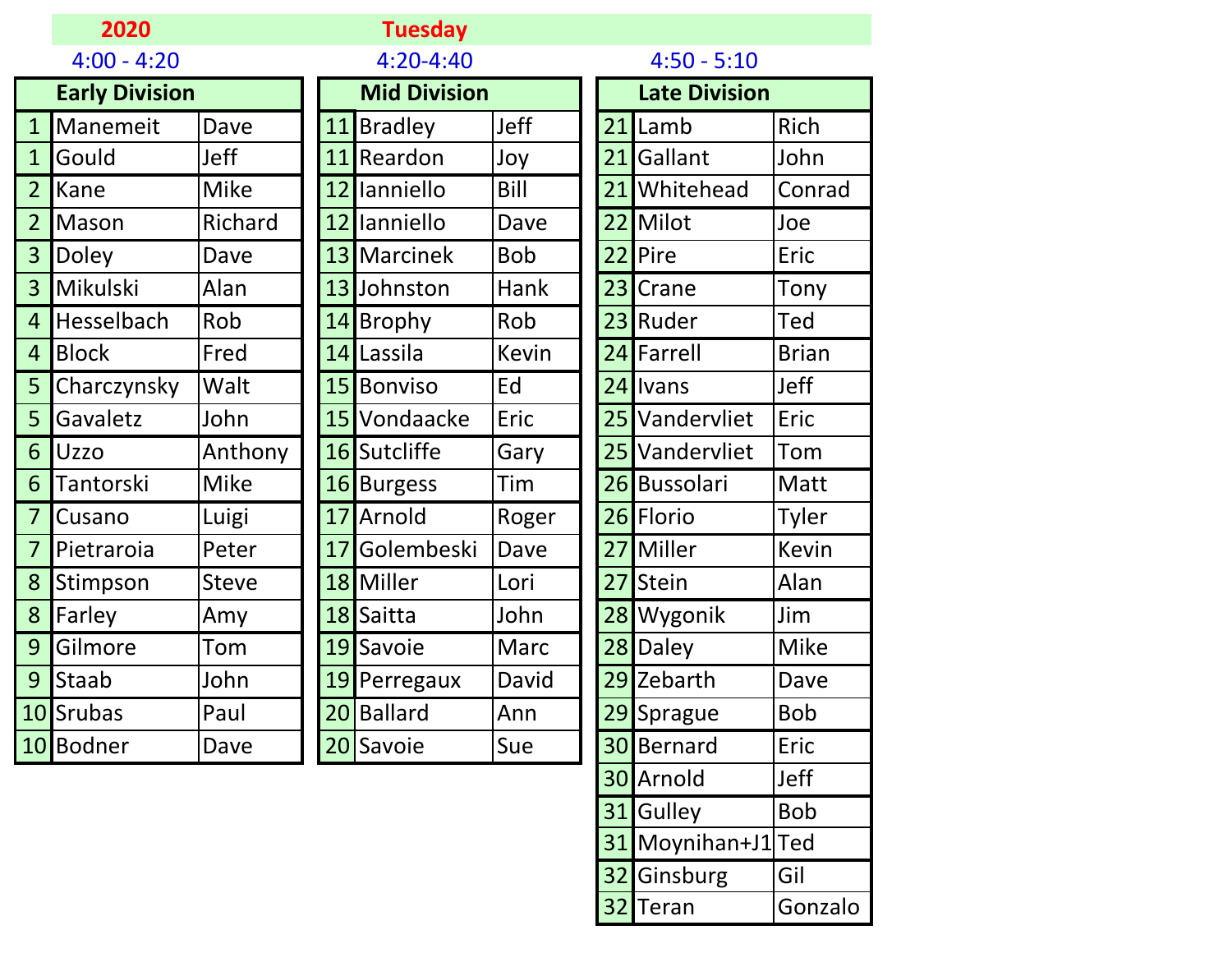**2020** **Tuesday**

4:00 - 4:20

| Early Division | | |
|---|---|---|
| 1 | Manemeit | Dave |
| 1 | Gould | Jeff |
| 2 | Kane | Mike |
| 2 | Mason | Richard |
| 3 | Doley | Dave |
| 3 | Mikulski | Alan |
| 4 | Hesselbach | Rob |
| 4 | Block | Fred |
| 5 | Charczynsky | Walt |
| 5 | Gavaletz | John |
| 6 | Uzzo | Anthony |
| 6 | Tantorski | Mike |
| 7 | Cusano | Luigi |
| 7 | Pietraroia | Peter |
| 8 | Stimpson | Steve |
| 8 | Farley | Amy |
| 9 | Gilmore | Tom |
| 9 | Staab | John |
| 10 | Srubas | Paul |
| 10 | Bodner | Dave |

4:20-4:40

| Mid Division | | |
|---|---|---|
| 11 | Bradley | Jeff |
| 11 | Reardon | Joy |
| 12 | Ianniello | Bill |
| 12 | Ianniello | Dave |
| 13 | Marcinek | Bob |
| 13 | Johnston | Hank |
| 14 | Brophy | Rob |
| 14 | Lassila | Kevin |
| 15 | Bonviso | Ed |
| 15 | Vondaacke | Eric |
| 16 | Sutcliffe | Gary |
| 16 | Burgess | Tim |
| 17 | Arnold | Roger |
| 17 | Golembeski | Dave |
| 18 | Miller | Lori |
| 18 | Saitta | John |
| 19 | Savoie | Marc |
| 19 | Perregaux | David |
| 20 | Ballard | Ann |
| 20 | Savoie | Sue |

4:50 - 5:10

| Late Division | | |
|---|---|---|
| 21 | Lamb | Rich |
| 21 | Gallant | John |
| 21 | Whitehead | Conrad |
| 22 | Milot | Joe |
| 22 | Pire | Eric |
| 23 | Crane | Tony |
| 23 | Ruder | Ted |
| 24 | Farrell | Brian |
| 24 | Ivans | Jeff |
| 25 | Vandervliet | Eric |
| 25 | Vandervliet | Tom |
| 26 | Bussolari | Matt |
| 26 | Florio | Tyler |
| 27 | Miller | Kevin |
| 27 | Stein | Alan |
| 28 | Wygonik | Jim |
| 28 | Daley | Mike |
| 29 | Zebarth | Dave |
| 29 | Sprague | Bob |
| 30 | Bernard | Eric |
| 30 | Arnold | Jeff |
| 31 | Gulley | Bob |
| 31 | Moynihan+J1 | Ted |
| 32 | Ginsburg | Gil |
| 32 | Teran | Gonzalo |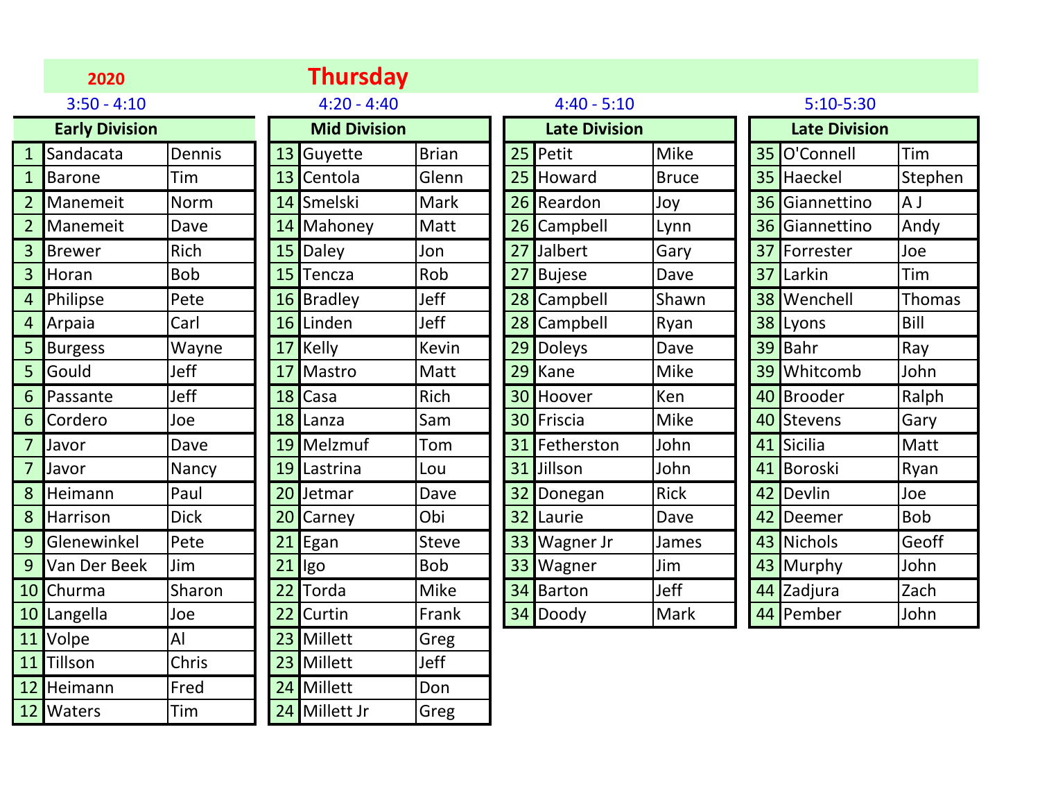**2020** **Thursday**

3:50 - 4:10

| Early Division | | |
|---|---|---|
| 1 | Sandacata | Dennis |
| 1 | Barone | Tim |
| 2 | Manemeit | Norm |
| 2 | Manemeit | Dave |
| 3 | Brewer | Rich |
| 3 | Horan | Bob |
| 4 | Philipse | Pete |
| 4 | Arpaia | Carl |
| 5 | Burgess | Wayne |
| 5 | Gould | Jeff |
| 6 | Passante | Jeff |
| 6 | Cordero | Joe |
| 7 | Javor | Dave |
| 7 | Javor | Nancy |
| 8 | Heimann | Paul |
| 8 | Harrison | Dick |
| 9 | Glenewinkel | Pete |
| 9 | Van Der Beek | Jim |
| 10 | Churma | Sharon |
| 10 | Langella | Joe |
| 11 | Volpe | Al |
| 11 | Tillson | Chris |
| 12 | Heimann | Fred |
| 12 | Waters | Tim |

4:20 - 4:40

| Mid Division | | |
|---|---|---|
| 13 | Guyette | Brian |
| 13 | Centola | Glenn |
| 14 | Smelski | Mark |
| 14 | Mahoney | Matt |
| 15 | Daley | Jon |
| 15 | Tencza | Rob |
| 16 | Bradley | Jeff |
| 16 | Linden | Jeff |
| 17 | Kelly | Kevin |
| 17 | Mastro | Matt |
| 18 | Casa | Rich |
| 18 | Lanza | Sam |
| 19 | Melzmuf | Tom |
| 19 | Lastrina | Lou |
| 20 | Jetmar | Dave |
| 20 | Carney | Obi |
| 21 | Egan | Steve |
| 21 | Igo | Bob |
| 22 | Torda | Mike |
| 22 | Curtin | Frank |
| 23 | Millett | Greg |
| 23 | Millett | Jeff |
| 24 | Millett | Don |
| 24 | Millett Jr | Greg |

4:40 - 5:10

| Late Division | | |
|---|---|---|
| 25 | Petit | Mike |
| 25 | Howard | Bruce |
| 26 | Reardon | Joy |
| 26 | Campbell | Lynn |
| 27 | Jalbert | Gary |
| 27 | Bujese | Dave |
| 28 | Campbell | Shawn |
| 28 | Campbell | Ryan |
| 29 | Doleys | Dave |
| 29 | Kane | Mike |
| 30 | Hoover | Ken |
| 30 | Friscia | Mike |
| 31 | Fetherston | John |
| 31 | Jillson | John |
| 32 | Donegan | Rick |
| 32 | Laurie | Dave |
| 33 | Wagner Jr | James |
| 33 | Wagner | Jim |
| 34 | Barton | Jeff |
| 34 | Doody | Mark |

5:10-5:30

| Late Division | | |
|---|---|---|
| 35 | O'Connell | Tim |
| 35 | Haeckel | Stephen |
| 36 | Giannettino | A J |
| 36 | Giannettino | Andy |
| 37 | Forrester | Joe |
| 37 | Larkin | Tim |
| 38 | Wenchell | Thomas |
| 38 | Lyons | Bill |
| 39 | Bahr | Ray |
| 39 | Whitcomb | John |
| 40 | Brooder | Ralph |
| 40 | Stevens | Gary |
| 41 | Sicilia | Matt |
| 41 | Boroski | Ryan |
| 42 | Devlin | Joe |
| 42 | Deemer | Bob |
| 43 | Nichols | Geoff |
| 43 | Murphy | John |
| 44 | Zadjura | Zach |
| 44 | Pember | John |